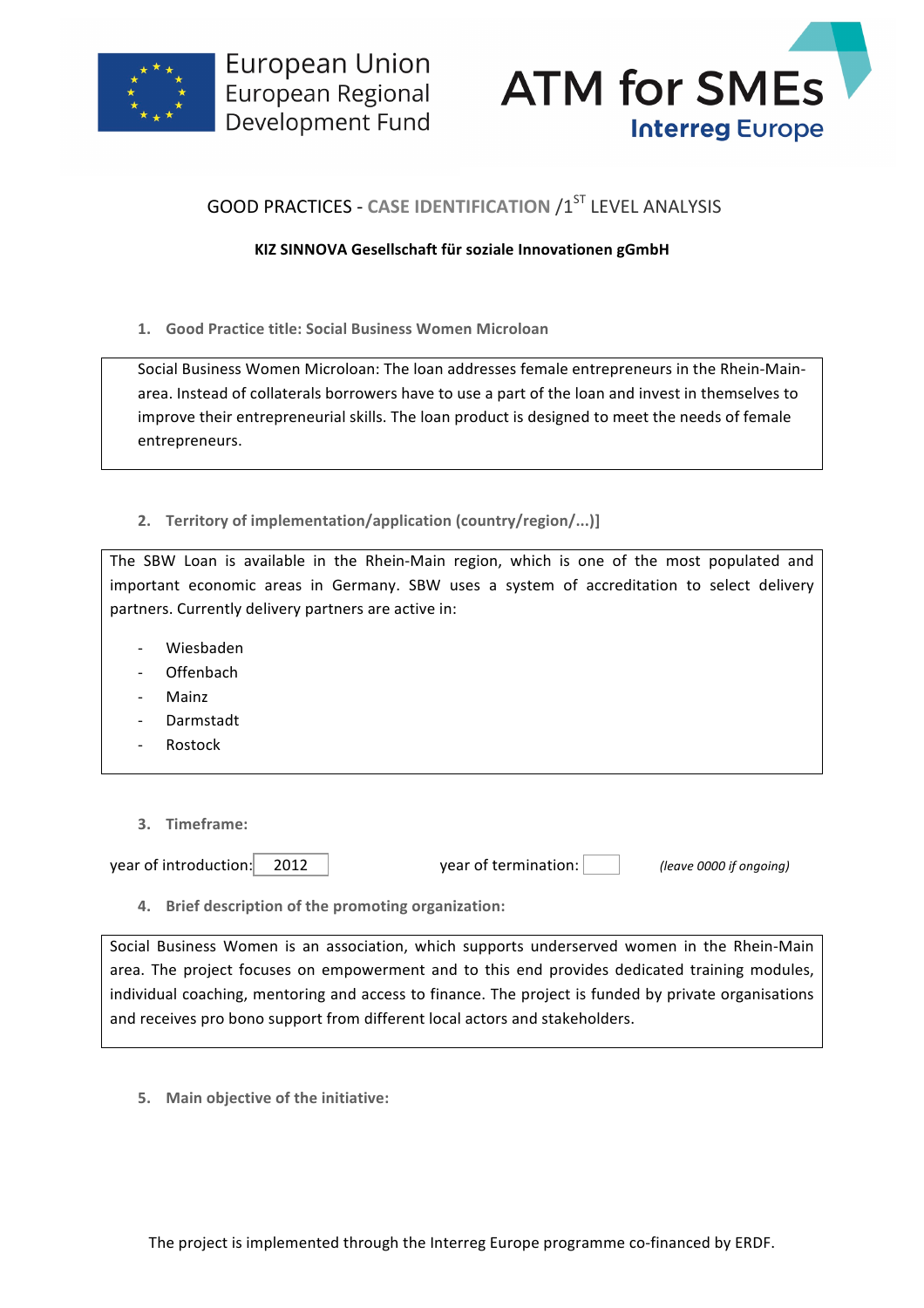European Union
European Regional
Development Fund

ATM for SMEs
Interreg Europe

# GOOD PRACTICES - CASE IDENTIFICATION /1[ST] LEVEL ANALYSIS

**KIZ SINNOVA Gesellschaft für soziale Innovationen gGmbH**

## 1. Good Practice title: Social Business Women Microloan

Social Business Women Microloan: The loan addresses female entrepreneurs in the Rhein-Main-area. Instead of collaterals borrowers have to use a part of the loan and invest in themselves to improve their entrepreneurial skills. The loan product is designed to meet the needs of female entrepreneurs.

## 2. Territory of implementation/application (country/region/...)]

The SBW Loan is available in the Rhein-Main region, which is one of the most populated and important economic areas in Germany. SBW uses a system of accreditation to select delivery partners. Currently delivery partners are active in:

- Wiesbaden
- Offenbach
- Mainz
- Darmstadt
- Rostock

## 3. Timeframe:

year of introduction: 2012 year of termination: *(leave 0000 if ongoing)*

## 4. Brief description of the promoting organization:

Social Business Women is an association, which supports underserved women in the Rhein-Main area. The project focuses on empowerment and to this end provides dedicated training modules, individual coaching, mentoring and access to finance. The project is funded by private organisations and receives pro bono support from different local actors and stakeholders.

## 5. Main objective of the initiative:

The project is implemented through the Interreg Europe programme co-financed by ERDF.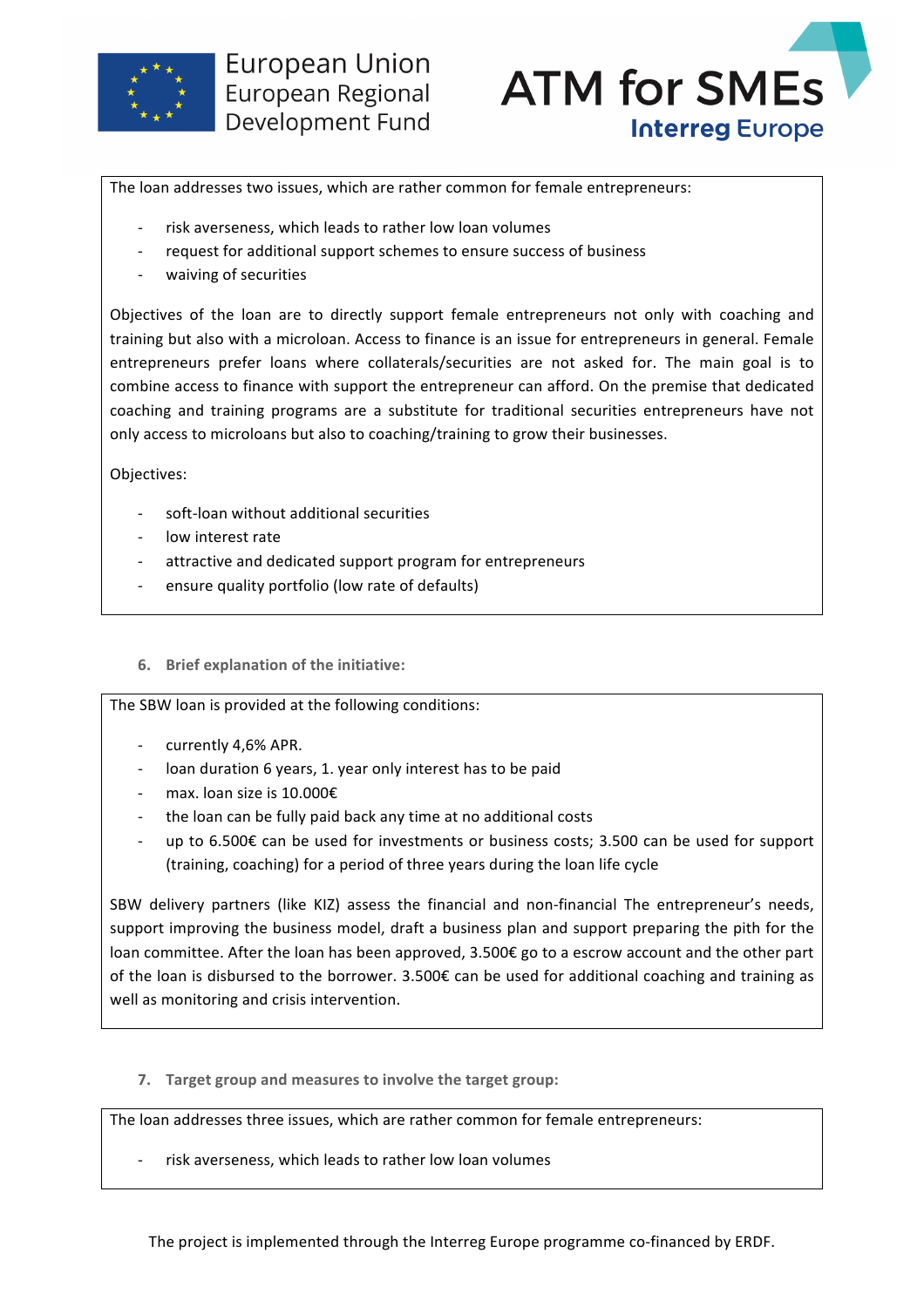The loan addresses two issues, which are rather common for female entrepreneurs:

- risk averseness, which leads to rather low loan volumes
- request for additional support schemes to ensure success of business
- waiving of securities

Objectives of the loan are to directly support female entrepreneurs not only with coaching and training but also with a microloan. Access to finance is an issue for entrepreneurs in general. Female entrepreneurs prefer loans where collaterals/securities are not asked for. The main goal is to combine access to finance with support the entrepreneur can afford. On the premise that dedicated coaching and training programs are a substitute for traditional securities entrepreneurs have not only access to microloans but also to coaching/training to grow their businesses.

Objectives:

- soft-loan without additional securities
- low interest rate
- attractive and dedicated support program for entrepreneurs
- ensure quality portfolio (low rate of defaults)

### 6. Brief explanation of the initiative:

The SBW loan is provided at the following conditions:

- currently 4,6% APR.
- loan duration 6 years, 1. year only interest has to be paid
- max. loan size is 10.000€
- the loan can be fully paid back any time at no additional costs
- up to 6.500€ can be used for investments or business costs; 3.500 can be used for support (training, coaching) for a period of three years during the loan life cycle

SBW delivery partners (like KIZ) assess the financial and non-financial The entrepreneur's needs, support improving the business model, draft a business plan and support preparing the pith for the loan committee. After the loan has been approved, 3.500€ go to a escrow account and the other part of the loan is disbursed to the borrower. 3.500€ can be used for additional coaching and training as well as monitoring and crisis intervention.

### 7. Target group and measures to involve the target group:

The loan addresses three issues, which are rather common for female entrepreneurs:

- risk averseness, which leads to rather low loan volumes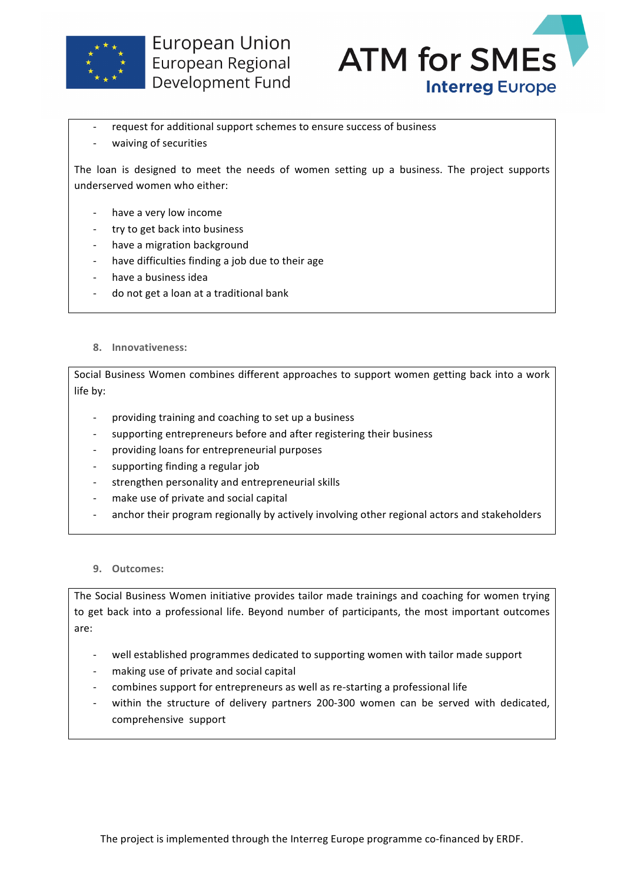- request for additional support schemes to ensure success of business
- waiving of securities

The loan is designed to meet the needs of women setting up a business. The project supports underserved women who either:

- have a very low income
- try to get back into business
- have a migration background
- have difficulties finding a job due to their age
- have a business idea
- do not get a loan at a traditional bank

**8. Innovativeness:**

Social Business Women combines different approaches to support women getting back into a work life by:

- providing training and coaching to set up a business
- supporting entrepreneurs before and after registering their business
- providing loans for entrepreneurial purposes
- supporting finding a regular job
- strengthen personality and entrepreneurial skills
- make use of private and social capital
- anchor their program regionally by actively involving other regional actors and stakeholders

**9. Outcomes:**

The Social Business Women initiative provides tailor made trainings and coaching for women trying to get back into a professional life. Beyond number of participants, the most important outcomes are:

- well established programmes dedicated to supporting women with tailor made support
- making use of private and social capital
- combines support for entrepreneurs as well as re-starting a professional life
- within the structure of delivery partners 200-300 women can be served with dedicated, comprehensive support